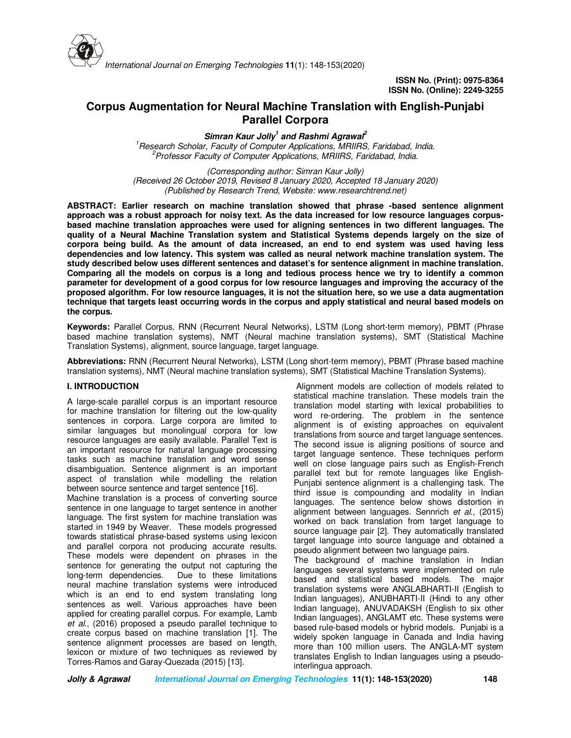ISSN No. (Print): 0975-8364
ISSN No. (Online): 2249-3255

# Corpus Augmentation for Neural Machine Translation with English-Punjabi Parallel Corpora

***Simran Kaur Jolly*[1] *and Rashmi Agrawal*[2]**

[1]*Research Scholar, Faculty of Computer Applications, MRIIRS, Faridabad, India.*
[2]*Professor Faculty of Computer Applications, MRIIRS, Faridabad, India.*

*(Corresponding author: Simran Kaur Jolly)*
*(Received 26 October 2019, Revised 8 January 2020, Accepted 18 January 2020)*
*(Published by Research Trend, Website: www.researchtrend.net)*

**ABSTRACT: Earlier research on machine translation showed that phrase -based sentence alignment approach was a robust approach for noisy text. As the data increased for low resource languages corpus-based machine translation approaches were used for aligning sentences in two different languages. The quality of a Neural Machine Translation system and Statistical Systems depends largely on the size of corpora being build. As the amount of data increased, an end to end system was used having less dependencies and low latency. This system was called as neural network machine translation system. The study described below uses different sentences and dataset's for sentence alignment in machine translation. Comparing all the models on corpus is a long and tedious process hence we try to identify a common parameter for development of a good corpus for low resource languages and improving the accuracy of the proposed algorithm. For low resource languages, it is not the situation here, so we use a data augmentation technique that targets least occurring words in the corpus and apply statistical and neural based models on the corpus.**

**Keywords:** Parallel Corpus, RNN (Recurrent Neural Networks), LSTM (Long short-term memory), PBMT (Phrase based machine translation systems), NMT (Neural machine translation systems), SMT (Statistical Machine Translation Systems), alignment, source language, target language.

**Abbreviations:** RNN (Recurrent Neural Networks), LSTM (Long short-term memory), PBMT (Phrase based machine translation systems), NMT (Neural machine translation systems), SMT (Statistical Machine Translation Systems).

## I. INTRODUCTION

A large-scale parallel corpus is an important resource for machine translation for filtering out the low-quality sentences in corpora. Large corpora are limited to similar languages but monolingual corpora for low resource languages are easily available. Parallel Text is an important resource for natural language processing tasks such as machine translation and word sense disambiguation. Sentence alignment is an important aspect of translation while modelling the relation between source sentence and target sentence [16].

Machine translation is a process of converting source sentence in one language to target sentence in another language. The first system for machine translation was started in 1949 by Weaver. These models progressed towards statistical phrase-based systems using lexicon and parallel corpora not producing accurate results. These models were dependent on phrases in the sentence for generating the output not capturing the long-term dependencies. Due to these limitations neural machine translation systems were introduced which is an end to end system translating long sentences as well. Various approaches have been applied for creating parallel corpus. For example, Lamb *et al.*, (2016) proposed a pseudo parallel technique to create corpus based on machine translation [1]. The sentence alignment processes are based on length, lexicon or mixture of two techniques as reviewed by Torres-Ramos and Garay-Quezada (2015) [13].

Alignment models are collection of models related to statistical machine translation. These models train the translation model starting with lexical probabilities to word re-ordering. The problem in the sentence alignment is of existing approaches on equivalent translations from source and target language sentences. The second issue is aligning positions of source and target language sentence. These techniques perform well on close language pairs such as English-French parallel text but for remote languages like English-Punjabi sentence alignment is a challenging task. The third issue is compounding and modality in Indian languages. The sentence below shows distortion in alignment between languages. Sennrich *et al.*, (2015) worked on back translation from target language to source language pair [2]. They automatically translated target language into source language and obtained a pseudo alignment between two language pairs.

The background of machine translation in Indian languages several systems were implemented on rule based and statistical based models. The major translation systems were ANGLABHARTI-II (English to Indian languages), ANUBHARTI-II (Hindi to any other Indian language), ANUVADAKSH (English to six other Indian languages), ANGLAMT etc. These systems were based rule-based models or hybrid models. Punjabi is a widely spoken language in Canada and India having more than 100 million users. The ANGLA-MT system translates English to Indian languages using a pseudo-interlingua approach.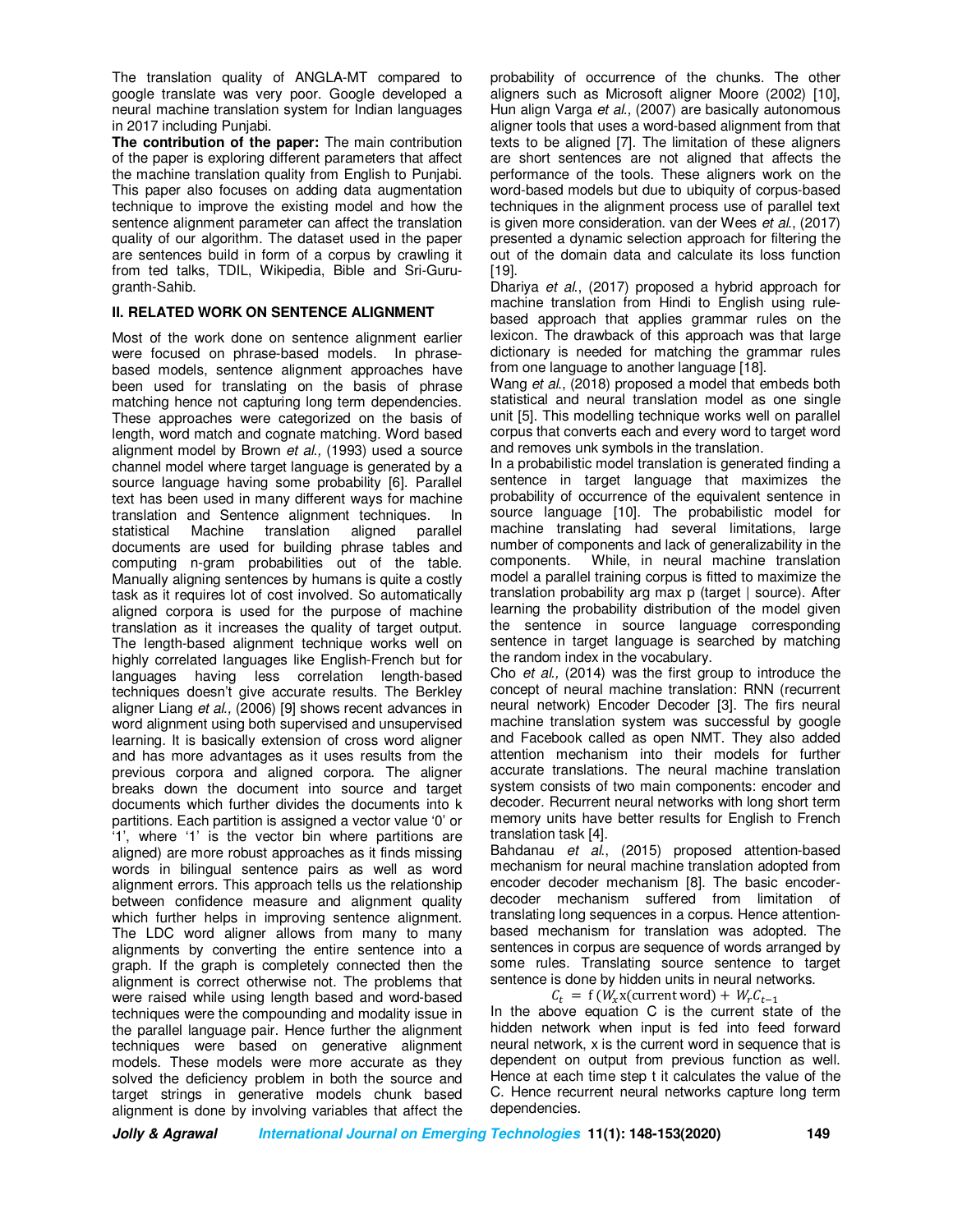The translation quality of ANGLA-MT compared to google translate was very poor. Google developed a neural machine translation system for Indian languages in 2017 including Punjabi.

**The contribution of the paper:** The main contribution of the paper is exploring different parameters that affect the machine translation quality from English to Punjabi. This paper also focuses on adding data augmentation technique to improve the existing model and how the sentence alignment parameter can affect the translation quality of our algorithm. The dataset used in the paper are sentences build in form of a corpus by crawling it from ted talks, TDIL, Wikipedia, Bible and Sri-Guru-granth-Sahib.

## II. RELATED WORK ON SENTENCE ALIGNMENT

Most of the work done on sentence alignment earlier were focused on phrase-based models. In phrase-based models, sentence alignment approaches have been used for translating on the basis of phrase matching hence not capturing long term dependencies. These approaches were categorized on the basis of length, word match and cognate matching. Word based alignment model by Brown *et al.,* (1993) used a source channel model where target language is generated by a source language having some probability [6]. Parallel text has been used in many different ways for machine translation and Sentence alignment techniques. In statistical Machine translation aligned parallel documents are used for building phrase tables and computing n-gram probabilities out of the table. Manually aligning sentences by humans is quite a costly task as it requires lot of cost involved. So automatically aligned corpora is used for the purpose of machine translation as it increases the quality of target output. The length-based alignment technique works well on highly correlated languages like English-French but for languages having less correlation length-based techniques doesn't give accurate results. The Berkley aligner Liang *et al.,* (2006) [9] shows recent advances in word alignment using both supervised and unsupervised learning. It is basically extension of cross word aligner and has more advantages as it uses results from the previous corpora and aligned corpora. The aligner breaks down the document into source and target documents which further divides the documents into k partitions. Each partition is assigned a vector value '0' or '1', where '1' is the vector bin where partitions are aligned) are more robust approaches as it finds missing words in bilingual sentence pairs as well as word alignment errors. This approach tells us the relationship between confidence measure and alignment quality which further helps in improving sentence alignment. The LDC word aligner allows from many to many alignments by converting the entire sentence into a graph. If the graph is completely connected then the alignment is correct otherwise not. The problems that were raised while using length based and word-based techniques were the compounding and modality issue in the parallel language pair. Hence further the alignment techniques were based on generative alignment models. These models were more accurate as they solved the deficiency problem in both the source and target strings in generative models chunk based alignment is done by involving variables that affect the probability of occurrence of the chunks. The other aligners such as Microsoft aligner Moore (2002) [10], Hun align Varga *et al.,* (2007) are basically autonomous aligner tools that uses a word-based alignment from that texts to be aligned [7]. The limitation of these aligners are short sentences are not aligned that affects the performance of the tools. These aligners work on the word-based models but due to ubiquity of corpus-based techniques in the alignment process use of parallel text is given more consideration. van der Wees *et al.*, (2017) presented a dynamic selection approach for filtering the out of the domain data and calculate its loss function [19].

Dhariya *et al.*, (2017) proposed a hybrid approach for machine translation from Hindi to English using rule-based approach that applies grammar rules on the lexicon. The drawback of this approach was that large dictionary is needed for matching the grammar rules from one language to another language [18].

Wang *et al.*, (2018) proposed a model that embeds both statistical and neural translation model as one single unit [5]. This modelling technique works well on parallel corpus that converts each and every word to target word and removes unk symbols in the translation.

In a probabilistic model translation is generated finding a sentence in target language that maximizes the probability of occurrence of the equivalent sentence in source language [10]. The probabilistic model for machine translating had several limitations, large number of components and lack of generalizability in the components. While, in neural machine translation model a parallel training corpus is fitted to maximize the translation probability arg max p (target | source). After learning the probability distribution of the model given the sentence in source language corresponding sentence in target language is searched by matching the random index in the vocabulary.

Cho *et al.,* (2014) was the first group to introduce the concept of neural machine translation: RNN (recurrent neural network) Encoder Decoder [3]. The firs neural machine translation system was successful by google and Facebook called as open NMT. They also added attention mechanism into their models for further accurate translations. The neural machine translation system consists of two main components: encoder and decoder. Recurrent neural networks with long short term memory units have better results for English to French translation task [4].

Bahdanau *et al.*, (2015) proposed attention-based mechanism for neural machine translation adopted from encoder decoder mechanism [8]. The basic encoder-decoder mechanism suffered from limitation of translating long sequences in a corpus. Hence attention-based mechanism for translation was adopted. The sentences in corpus are sequence of words arranged by some rules. Translating source sentence to target sentence is done by hidden units in neural networks.

$$C_t = \text{f}\,(W_x \text{x}(\text{current word}) + W_r C_{t-1}$$

In the above equation C is the current state of the hidden network when input is fed into feed forward neural network, x is the current word in sequence that is dependent on output from previous function as well. Hence at each time step t it calculates the value of the C. Hence recurrent neural networks capture long term dependencies.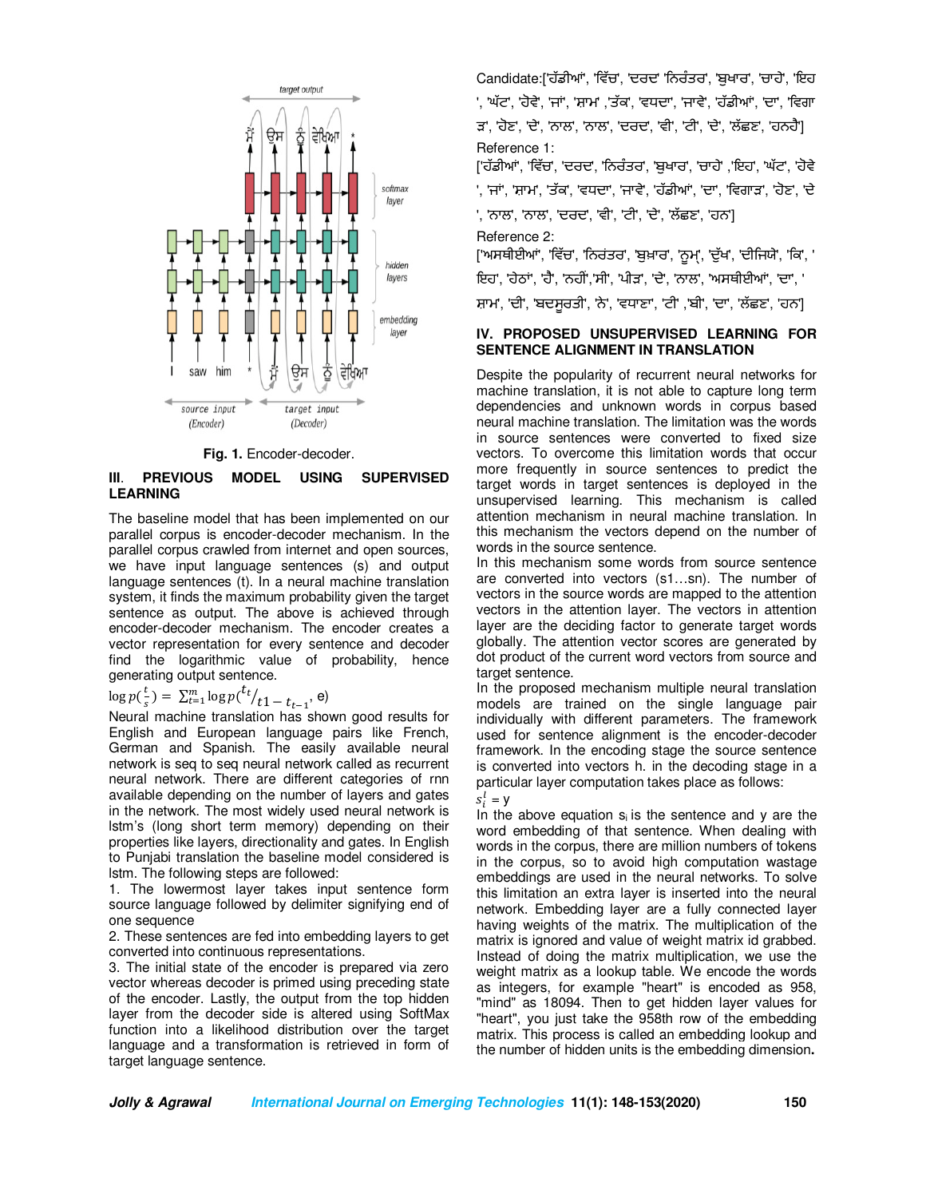Fig. 1. Encoder-decoder.

## III. PREVIOUS MODEL USING SUPERVISED LEARNING

The baseline model that has been implemented on our parallel corpus is encoder-decoder mechanism. In the parallel corpus crawled from internet and open sources, we have input language sentences (s) and output language sentences (t). In a neural machine translation system, it finds the maximum probability given the target sentence as output. The above is achieved through encoder-decoder mechanism. The encoder creates a vector representation for every sentence and decoder find the logarithmic value of probability, hence generating output sentence.

$$\log p(\tfrac{t}{s}) = \sum_{t=1}^{m} \log p(^{t_t}/_{t1 - t_{t-1}}, e)$$

Neural machine translation has shown good results for English and European language pairs like French, German and Spanish. The easily available neural network is seq to seq neural network called as recurrent neural network. There are different categories of rnn available depending on the number of layers and gates in the network. The most widely used neural network is lstm's (long short term memory) depending on their properties like layers, directionality and gates. In English to Punjabi translation the baseline model considered is lstm. The following steps are followed:

1. The lowermost layer takes input sentence form source language followed by delimiter signifying end of one sequence
2. These sentences are fed into embedding layers to get converted into continuous representations.
3. The initial state of the encoder is prepared via zero vector whereas decoder is primed using preceding state of the encoder. Lastly, the output from the top hidden layer from the decoder side is altered using SoftMax function into a likelihood distribution over the target language and a transformation is retrieved in form of target language sentence.

Candidate:['ਹੱਡੀਆਂ', 'ਵਿੱਚ', 'ਦਰਦ' 'ਨਿਰੰਤਰ', 'ਬੁਖਾਰ', 'ਚਾਹੇ', 'ਇਹ ', 'ਘੱਟ', 'ਹੋਵੇ', 'ਜਾਂ', 'ਸ਼ਾਮ' ,'ਤੱਕ', 'ਵਧਦਾ', 'ਜਾਵੇ', 'ਹੱਡੀਆਂ', 'ਦਾ', 'ਵਿਗਾੜ', 'ਹੋਣ', 'ਦੇ', 'ਨਾਲ', 'ਨਾਲ', 'ਦਰਦ', 'ਵੀ', 'ਟੀ', 'ਦੇ', 'ਲੱਛਣ', 'ਹਨਹੈ']

Reference 1:

['ਹੱਡੀਆਂ', 'ਵਿੱਚ', 'ਦਰਦ', 'ਨਿਰੰਤਰ', 'ਬੁਖਾਰ', 'ਚਾਹੇ' ,'ਇਹ', 'ਘੱਟ', 'ਹੋਵੇ ', 'ਜਾਂ', 'ਸ਼ਾਮ', 'ਤੱਕ', 'ਵਧਦਾ', 'ਜਾਵੇ', 'ਹੱਡੀਆਂ', 'ਦਾ', 'ਵਿਗਾੜ', 'ਹੋਣ', 'ਦੇ ', 'ਨਾਲ', 'ਨਾਲ', 'ਦਰਦ', 'ਵੀ', 'ਟੀ', 'ਦੇ', 'ਲੱਛਣ', 'ਹਨ']

Reference 2:

['ਅਸਥੀਈਆਂ', 'ਵਿੱਚ', 'ਨਿਰੰਤਰ', 'ਬੁਖ਼ਾਰ', 'ਨੂਮ੍', 'ਦੁੱਖ', 'ਦੀਜਿਯੇ', 'ਕਿ', ' ਇਹ', 'ਹੇਠਾਂ', 'ਹੈ', 'ਨਹੀਂ','ਸੀ', 'ਪੀੜ', 'ਦੇ', 'ਨਾਲ', 'ਅਸਥੀਈਆਂ', 'ਦਾ', ' ਸ਼ਾਮ', 'ਦੀ', 'ਬਦਸੂਰਤੀ', 'ਨੇ', 'ਵਧਾਣਾ', 'ਟੀ' ,'ਬੀ', 'ਦਾ', 'ਲੱਛਣ', 'ਹਨ']

## IV. PROPOSED UNSUPERVISED LEARNING FOR SENTENCE ALIGNMENT IN TRANSLATION

Despite the popularity of recurrent neural networks for machine translation, it is not able to capture long term dependencies and unknown words in corpus based neural machine translation. The limitation was the words in source sentences were converted to fixed size vectors. To overcome this limitation words that occur more frequently in source sentences to predict the target words in target sentences is deployed in the unsupervised learning. This mechanism is called attention mechanism in neural machine translation. In this mechanism the vectors depend on the number of words in the source sentence.

In this mechanism some words from source sentence are converted into vectors (s1…sn). The number of vectors in the source words are mapped to the attention vectors in the attention layer. The vectors in attention layer are the deciding factor to generate target words globally. The attention vector scores are generated by dot product of the current word vectors from source and target sentence.

In the proposed mechanism multiple neural translation models are trained on the single language pair individually with different parameters. The framework used for sentence alignment is the encoder-decoder framework. In the encoding stage the source sentence is converted into vectors h. in the decoding stage in a particular layer computation takes place as follows:

$s_i^l$ = y

In the above equation $s_i$ is the sentence and y are the word embedding of that sentence. When dealing with words in the corpus, there are million numbers of tokens in the corpus, so to avoid high computation wastage embeddings are used in the neural networks. To solve this limitation an extra layer is inserted into the neural network. Embedding layer are a fully connected layer having weights of the matrix. The multiplication of the matrix is ignored and value of weight matrix id grabbed. Instead of doing the matrix multiplication, we use the weight matrix as a lookup table. We encode the words as integers, for example "heart" is encoded as 958, "mind" as 18094. Then to get hidden layer values for "heart", you just take the 958th row of the embedding matrix. This process is called an embedding lookup and the number of hidden units is the embedding dimension**.**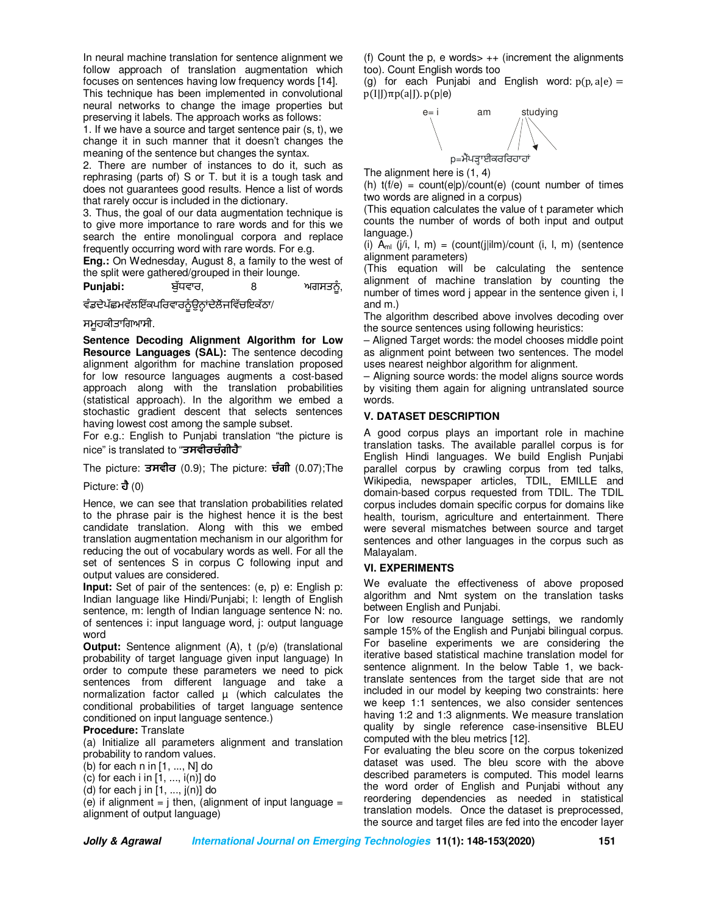In neural machine translation for sentence alignment we follow approach of translation augmentation which focuses on sentences having low frequency words [14]. This technique has been implemented in convolutional neural networks to change the image properties but preserving it labels. The approach works as follows:

1. If we have a source and target sentence pair (s, t), we change it in such manner that it doesn't changes the meaning of the sentence but changes the syntax.
2. There are number of instances to do it, such as rephrasing (parts of) S or T. but it is a tough task and does not guarantees good results. Hence a list of words that rarely occur is included in the dictionary.
3. Thus, the goal of our data augmentation technique is to give more importance to rare words and for this we search the entire monolingual corpora and replace frequently occurring word with rare words. For e.g.

**Eng.:** On Wednesday, August 8, a family to the west of the split were gathered/grouped in their lounge.

**Punjabi:** ਬੁੱਧਵਾਰ, 8 ਅਗਸਤਨੂੰ, ਵੰਡਦੇਪੱਛਮਵੱਲਇੱਕਪਰਿਵਾਰਨੂੰਉਨ੍ਹਾਂਦੇਲੌਂਜਵਿੱਚਇਕੱਠਾ/ ਸਮੂਹਕੀਤਾਗਿਆਸੀ.

**Sentence Decoding Alignment Algorithm for Low Resource Languages (SAL):** The sentence decoding alignment algorithm for machine translation proposed for low resource languages augments a cost-based approach along with the translation probabilities (statistical approach). In the algorithm we embed a stochastic gradient descent that selects sentences having lowest cost among the sample subset.

For e.g.: English to Punjabi translation "the picture is nice" is translated to "**ਤਸਵੀਰਚੰਗੀਹੈ**"

The picture: **ਤਸਵੀਰ** (0.9); The picture: **ਚੰਗੀ** (0.07);The Picture: **ਹੈ** (0)

Hence, we can see that translation probabilities related to the phrase pair is the highest hence it is the best candidate translation. Along with this we embed translation augmentation mechanism in our algorithm for reducing the out of vocabulary words as well. For all the set of sentences S in corpus C following input and output values are considered.

**Input:** Set of pair of the sentences: (e, p) e: English p: Indian language like Hindi/Punjabi; l: length of English sentence, m: length of Indian language sentence N: no. of sentences i: input language word, j: output language word

**Output:** Sentence alignment (A), t (p/e) (translational probability of target language given input language) In order to compute these parameters we need to pick sentences from different language and take a normalization factor called µ (which calculates the conditional probabilities of target language sentence conditioned on input language sentence.)

**Procedure:** Translate

(a) Initialize all parameters alignment and translation probability to random values.
(b) for each n in [1, ..., N] do
(c) for each i in [1, ..., i(n)] do
(d) for each j in [1, ..., j(n)] do
(e) if alignment = j then, (alignment of input language = alignment of output language)
(f) Count the p, e words> ++ (increment the alignments too). Count English words too
(g) for each Punjabi and English word: $p(p, a|e) = p(I|J)\pi p(a|J).\, p(p|e)$

e= i am studying

p=ਮੈਂਪੜ੍ਹਾਈਕਰਰਿਹਾਹਾਂ

The alignment here is (1, 4)

(h) t(f/e) = count(e|p)/count(e) (count number of times two words are aligned in a corpus)

(This equation calculates the value of t parameter which counts the number of words of both input and output language.)

(i) $A_{ml}$ (j/i, l, m) = (count(j|ilm)/count (i, l, m) (sentence alignment parameters)

(This equation will be calculating the sentence alignment of machine translation by counting the number of times word j appear in the sentence given i, l and m.)

The algorithm described above involves decoding over the source sentences using following heuristics:

– Aligned Target words: the model chooses middle point as alignment point between two sentences. The model uses nearest neighbor algorithm for alignment.

– Aligning source words: the model aligns source words by visiting them again for aligning untranslated source words.

## V. DATASET DESCRIPTION

A good corpus plays an important role in machine translation tasks. The available parallel corpus is for English Hindi languages. We build English Punjabi parallel corpus by crawling corpus from ted talks, Wikipedia, newspaper articles, TDIL, EMILLE and domain-based corpus requested from TDIL. The TDIL corpus includes domain specific corpus for domains like health, tourism, agriculture and entertainment. There were several mismatches between source and target sentences and other languages in the corpus such as Malayalam.

## VI. EXPERIMENTS

We evaluate the effectiveness of above proposed algorithm and Nmt system on the translation tasks between English and Punjabi.

For low resource language settings, we randomly sample 15% of the English and Punjabi bilingual corpus. For baseline experiments we are considering the iterative based statistical machine translation model for sentence alignment. In the below Table 1, we back-translate sentences from the target side that are not included in our model by keeping two constraints: here we keep 1:1 sentences, we also consider sentences having 1:2 and 1:3 alignments. We measure translation quality by single reference case-insensitive BLEU computed with the bleu metrics [12].

For evaluating the bleu score on the corpus tokenized dataset was used. The bleu score with the above described parameters is computed. This model learns the word order of English and Punjabi without any reordering dependencies as needed in statistical translation models. Once the dataset is preprocessed, the source and target files are fed into the encoder layer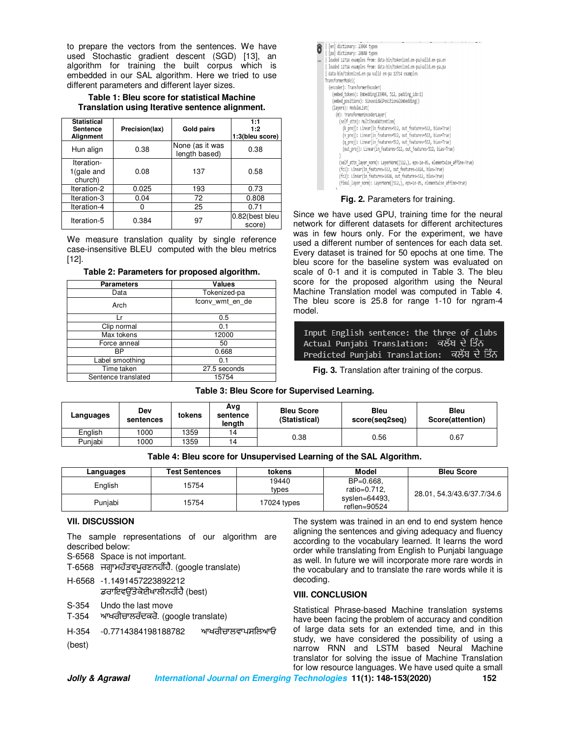to prepare the vectors from the sentences. We have used Stochastic gradient descent (SGD) [13], an algorithm for training the built corpus which is embedded in our SAL algorithm. Here we tried to use different parameters and different layer sizes.

**Table 1: Bleu score for statistical Machine Translation using Iterative sentence alignment.**

| Statistical Sentence Alignment | Precision(lax) | Gold pairs | 1:1 1:2 1:3(bleu score) |
|---|---|---|---|
| Hun align | 0.38 | None (as it was length based) | 0.38 |
| Iteration-1(gale and church) | 0.08 | 137 | 0.58 |
| Iteration-2 | 0.025 | 193 | 0.73 |
| Iteration-3 | 0.04 | 72 | 0.808 |
| Iteration-4 | 0 | 25 | 0.71 |
| Iteration-5 | 0.384 | 97 | 0.82(best bleu score) |

We measure translation quality by single reference case-insensitive BLEU computed with the bleu metrics [12].

**Table 2: Parameters for proposed algorithm.**

| Parameters | Values |
|---|---|
| Data | Tokenized-pa |
| Arch | fconv_wmt_en_de |
| Lr | 0.5 |
| Clip normal | 0.1 |
| Max tokens | 12000 |
| Force anneal | 50 |
| BP | 0.668 |
| Label smoothing | 0.1 |
| Time taken | 27.5 seconds |
| Sentence translated | 15754 |

```
| [en] dictionary: 23904 types
| [pa] dictionary: 20848 types
| loaded 12714 examples from: data-bin/tokenized.en-pa/valid.en-pa.en
| loaded 12714 examples from: data-bin/tokenized.en-pa/valid.en-pa.pa
| data-bin/tokenized.en-pa valid en-pa 12714 examples
TransformerModel(
  (encoder): TransformerEncoder(
    (embed_tokens): Embedding(23904, 512, padding_idx=1)
    (embed_positions): SinusoidalPositionalEmbedding()
    (layers): ModuleList(
      (0): TransformerEncoderLayer(
        (self_attn): MultiheadAttention(
          (k_proj): Linear(in_features=512, out_features=512, bias=True)
          (v_proj): Linear(in_features=512, out_features=512, bias=True)
          (q_proj): Linear(in_features=512, out_features=512, bias=True)
          (out_proj): Linear(in_features=512, out_features=512, bias=True)
        )
        (self_attn_layer_norm): LayerNorm((512,), eps=1e-05, elementwise_affine=True)
        (fc1): Linear(in_features=512, out_features=1024, bias=True)
        (fc2): Linear(in_features=1024, out_features=512, bias=True)
        (final_layer_norm): LayerNorm((512,), eps=1e-05, elementwise_affine=True)
      )
```

**Fig. 2.** Parameters for training.

Since we have used GPU, training time for the neural network for different datasets for different architectures was in few hours only. For the experiment, we have used a different number of sentences for each data set. Every dataset is trained for 50 epochs at one time. The bleu score for the baseline system was evaluated on scale of 0-1 and it is computed in Table 3. The bleu score for the proposed algorithm using the Neural Machine Translation model was computed in Table 4. The bleu score is 25.8 for range 1-10 for ngram-4 model.

```
Input English sentence: the three of clubs
Actual Punjabi Translation:  ਕਲੱਬ ਦੇ ਤਿੰਨ
Predicted Punjabi Translation:  ਕਲੱਬ ਦੇ ਤਿੰਨ
```

**Fig. 3.** Translation after training of the corpus.

**Table 3: Bleu Score for Supervised Learning.**

| Languages | Dev sentences | tokens | Avg sentence length | Bleu Score (Statistical) | Bleu score(seq2seq) | Bleu Score(attention) |
|---|---|---|---|---|---|---|
| English | 1000 | 1359 | 14 | 0.38 | 0.56 | 0.67 |
| Punjabi | 1000 | 1359 | 14 | | | |

**Table 4: Bleu score for Unsupervised Learning of the SAL Algorithm.**

| Languages | Test Sentences | tokens | Model | Bleu Score |
|---|---|---|---|---|
| English | 15754 | 19440 types | BP=0.668, ratio=0.712, syslen=64493, reflen=90524 | 28.01, 54.3/43.6/37.7/34.6 |
| Punjabi | 15754 | 17024 types | | |

## VII. DISCUSSION

The sample representations of our algorithm are described below:

S-6568 Space is not important.
T-6568 ਜਗ੍ਹਾਮਹੱਤਵਪੂਰਣਨਹੀਂਹੈ. (google translate)

H-6568 -1.1491457223892212
ਡਰਾਇਵਉੱਤੇਕੋਈਖਾਲੀਨਹੀਂਹੈ (best)

S-354 Undo the last move
T-354 ਆਖਰੀਚਾਲਰੱਦਕਰੋ. (google translate)

H-354 -0.7714384198188782 ਆਖਰੀਚਾਲਵਾਪਸਲਿਆਓ (best)

The system was trained in an end to end system hence aligning the sentences and giving adequacy and fluency according to the vocabulary learned. It learns the word order while translating from English to Punjabi language as well. In future we will incorporate more rare words in the vocabulary and to translate the rare words while it is decoding.

## VIII. CONCLUSION

Statistical Phrase-based Machine translation systems have been facing the problem of accuracy and condition of large data sets for an extended time, and in this study, we have considered the possibility of using a narrow RNN and LSTM based Neural Machine translator for solving the issue of Machine Translation for low resource languages. We have used quite a small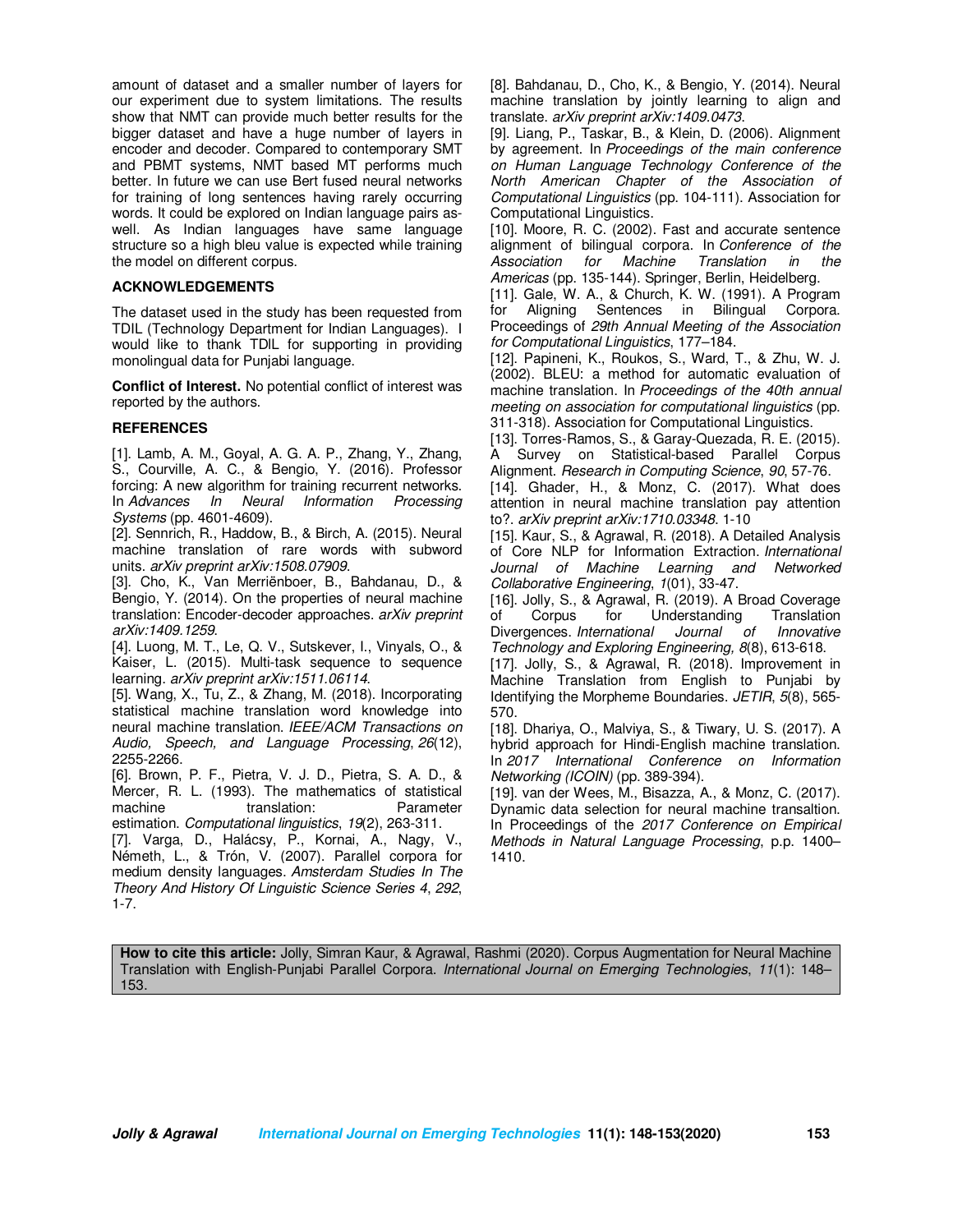amount of dataset and a smaller number of layers for our experiment due to system limitations. The results show that NMT can provide much better results for the bigger dataset and have a huge number of layers in encoder and decoder. Compared to contemporary SMT and PBMT systems, NMT based MT performs much better. In future we can use Bert fused neural networks for training of long sentences having rarely occurring words. It could be explored on Indian language pairs as-well. As Indian languages have same language structure so a high bleu value is expected while training the model on different corpus.

### ACKNOWLEDGEMENTS

The dataset used in the study has been requested from TDIL (Technology Department for Indian Languages). I would like to thank TDIL for supporting in providing monolingual data for Punjabi language.

**Conflict of Interest.** No potential conflict of interest was reported by the authors.

### REFERENCES

[1]. Lamb, A. M., Goyal, A. G. A. P., Zhang, Y., Zhang, S., Courville, A. C., & Bengio, Y. (2016). Professor forcing: A new algorithm for training recurrent networks. In *Advances In Neural Information Processing Systems* (pp. 4601-4609).

[2]. Sennrich, R., Haddow, B., & Birch, A. (2015). Neural machine translation of rare words with subword units. *arXiv preprint arXiv:1508.07909*.

[3]. Cho, K., Van Merriënboer, B., Bahdanau, D., & Bengio, Y. (2014). On the properties of neural machine translation: Encoder-decoder approaches. *arXiv preprint arXiv:1409.1259*.

[4]. Luong, M. T., Le, Q. V., Sutskever, I., Vinyals, O., & Kaiser, L. (2015). Multi-task sequence to sequence learning. *arXiv preprint arXiv:1511.06114*.

[5]. Wang, X., Tu, Z., & Zhang, M. (2018). Incorporating statistical machine translation word knowledge into neural machine translation. *IEEE/ACM Transactions on Audio, Speech, and Language Processing*, *26*(12), 2255-2266.

[6]. Brown, P. F., Pietra, V. J. D., Pietra, S. A. D., & Mercer, R. L. (1993). The mathematics of statistical machine translation: Parameter estimation. *Computational linguistics*, *19*(2), 263-311.

[7]. Varga, D., Halácsy, P., Kornai, A., Nagy, V., Németh, L., & Trón, V. (2007). Parallel corpora for medium density languages. *Amsterdam Studies In The Theory And History Of Linguistic Science Series 4*, *292*, 1-7.

[8]. Bahdanau, D., Cho, K., & Bengio, Y. (2014). Neural machine translation by jointly learning to align and translate. *arXiv preprint arXiv:1409.0473*.

[9]. Liang, P., Taskar, B., & Klein, D. (2006). Alignment by agreement. In *Proceedings of the main conference on Human Language Technology Conference of the North American Chapter of the Association of Computational Linguistics* (pp. 104-111). Association for Computational Linguistics.

[10]. Moore, R. C. (2002). Fast and accurate sentence alignment of bilingual corpora. In *Conference of the Association for Machine Translation in the Americas* (pp. 135-144). Springer, Berlin, Heidelberg.

[11]. Gale, W. A., & Church, K. W. (1991). A Program for Aligning Sentences in Bilingual Corpora. Proceedings of *29th Annual Meeting of the Association for Computational Linguistics*, 177–184.

[12]. Papineni, K., Roukos, S., Ward, T., & Zhu, W. J. (2002). BLEU: a method for automatic evaluation of machine translation. In *Proceedings of the 40th annual meeting on association for computational linguistics* (pp. 311-318). Association for Computational Linguistics.

[13]. Torres-Ramos, S., & Garay-Quezada, R. E. (2015). A Survey on Statistical-based Parallel Corpus Alignment. *Research in Computing Science*, *90*, 57-76.

[14]. Ghader, H., & Monz, C. (2017). What does attention in neural machine translation pay attention to?. *arXiv preprint arXiv:1710.03348*. 1-10

[15]. Kaur, S., & Agrawal, R. (2018). A Detailed Analysis of Core NLP for Information Extraction. *International Journal of Machine Learning and Networked Collaborative Engineering*, *1*(01), 33-47.

[16]. Jolly, S., & Agrawal, R. (2019). A Broad Coverage of Corpus for Understanding Translation Divergences. *International Journal of Innovative Technology and Exploring Engineering, 8*(8), 613-618.

[17]. Jolly, S., & Agrawal, R. (2018). Improvement in Machine Translation from English to Punjabi by Identifying the Morpheme Boundaries. *JETIR*, *5*(8), 565-570.

[18]. Dhariya, O., Malviya, S., & Tiwary, U. S. (2017). A hybrid approach for Hindi-English machine translation. In *2017 International Conference on Information Networking (ICOIN)* (pp. 389-394).

[19]. van der Wees, M., Bisazza, A., & Monz, C. (2017). Dynamic data selection for neural machine transaltion. In Proceedings of the *2017 Conference on Empirical Methods in Natural Language Processing*, p.p. 1400–1410.

**How to cite this article:** Jolly, Simran Kaur, & Agrawal, Rashmi (2020). Corpus Augmentation for Neural Machine Translation with English-Punjabi Parallel Corpora. *International Journal on Emerging Technologies*, *11*(1): 148–153.